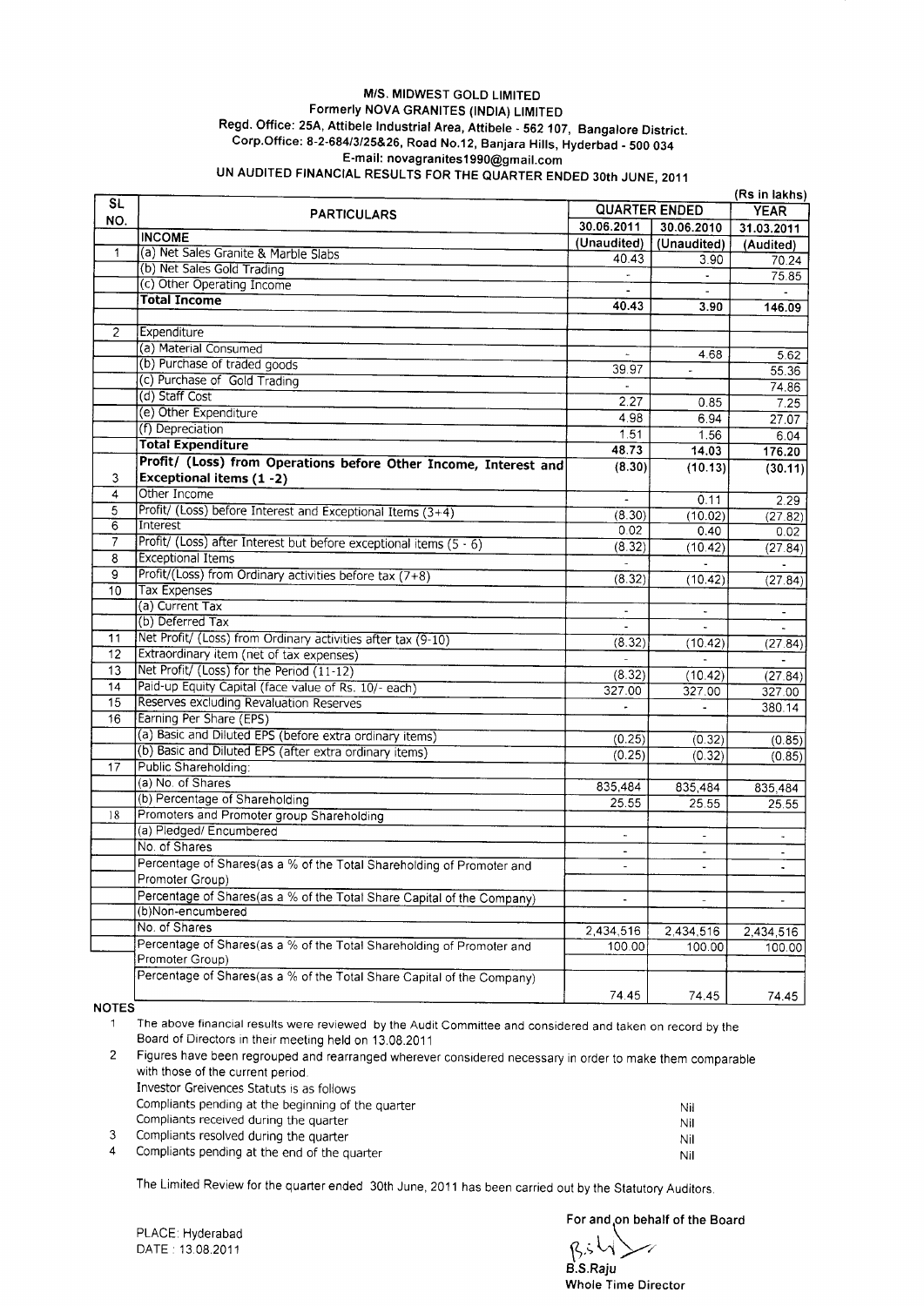# M/S. MIDWEST GOLD LIMITED

## Formerly NOVA GRANITES (INDIA) LIMITED

Regd. Office: 25A, Attibele Industrial Area, Attibele - 562 107, Bangalore District.
Corp.Office: 8-2-684/3/25&26, Road No.12, Banjara Hills, Hyderbad - 500 034
E-mail: novagranites1990@gmail.com

### UN AUDITED FINANCIAL RESULTS FOR THE QUARTER ENDED 30th JUNE, 2011

(Rs in lakhs)

| SL NO. | PARTICULARS | QUARTER ENDED | | YEAR |
|---|---|---|---|---|
| | | 30.06.2011 | 30.06.2010 | 31.03.2011 |
| | **INCOME** | (Unaudited) | (Unaudited) | (Audited) |
| 1 | (a) Net Sales Granite & Marble Slabs | 40.43 | 3.90 | 70.24 |
| | (b) Net Sales Gold Trading | - | - | 75.85 |
| | (c) Other Operating Income | - | - | - |
| | **Total Income** | **40.43** | **3.90** | **146.09** |
| | | | | |
| 2 | Expenditure | | | |
| | (a) Material Consumed | - | 4.68 | 5.62 |
| | (b) Purchase of traded goods | 39.97 | - | 55.36 |
| | (c) Purchase of Gold Trading | - | | 74.86 |
| | (d) Staff Cost | 2.27 | 0.85 | 7.25 |
| | (e) Other Expenditure | 4.98 | 6.94 | 27.07 |
| | (f) Depreciation | 1.51 | 1.56 | 6.04 |
| | **Total Expenditure** | **48.73** | **14.03** | **176.20** |
| 3 | **Profit/ (Loss) from Operations before Other Income, Interest and Exceptional items (1 -2)** | **(8.30)** | **(10.13)** | **(30.11)** |
| 4 | Other Income | - | 0.11 | 2.29 |
| 5 | Profit/ (Loss) before Interest and Exceptional Items (3+4) | (8.30) | (10.02) | (27.82) |
| 6 | Interest | 0.02 | 0.40 | 0.02 |
| 7 | Profit/ (Loss) after Interest but before exceptional items (5 - 6) | (8.32) | (10.42) | (27.84) |
| 8 | Exceptional Items | - | - | - |
| 9 | Profit/(Loss) from Ordinary activities before tax (7+8) | (8.32) | (10.42) | (27.84) |
| 10 | Tax Expenses | | | |
| | (a) Current Tax | - | - | - |
| | (b) Deferred Tax | - | - | - |
| 11 | Net Profit/ (Loss) from Ordinary activities after tax (9-10) | (8.32) | (10.42) | (27.84) |
| 12 | Extraordinary item (net of tax expenses) | - | - | - |
| 13 | Net Profit/ (Loss) for the Period (11-12) | (8.32) | (10.42) | (27.84) |
| 14 | Paid-up Equity Capital (face value of Rs. 10/- each) | 327.00 | 327.00 | 327.00 |
| 15 | Reserves excluding Revaluation Reserves | - | - | 380.14 |
| 16 | Earning Per Share (EPS) | | | |
| | (a) Basic and Diluted EPS (before extra ordinary items) | (0.25) | (0.32) | (0.85) |
| | (b) Basic and Diluted EPS (after extra ordinary items) | (0.25) | (0.32) | (0.85) |
| 17 | Public Shareholding: | | | |
| | (a) No. of Shares | 835,484 | 835,484 | 835,484 |
| | (b) Percentage of Shareholding | 25.55 | 25.55 | 25.55 |
| 18 | Promoters and Promoter group Shareholding | | | |
| | (a) Pledged/ Encumbered | - | - | - |
| | No. of Shares | - | - | - |
| | Percentage of Shares(as a % of the Total Shareholding of Promoter and Promoter Group) | - | - | - |
| | Percentage of Shares(as a % of the Total Share Capital of the Company) | - | - | - |
| | (b)Non-encumbered | | | |
| | No. of Shares | 2,434,516 | 2,434,516 | 2,434,516 |
| | Percentage of Shares(as a % of the Total Shareholding of Promoter and Promoter Group) | 100.00 | 100.00 | 100.00 |
| | Percentage of Shares(as a % of the Total Share Capital of the Company) | 74.45 | 74.45 | 74.45 |

**NOTES**

1. The above financial results were reviewed by the Audit Committee and considered and taken on record by the Board of Directors in their meeting held on 13.08.2011
2. Figures have been regrouped and rearranged wherever considered necessary in order to make them comparable with those of the current period.

Investor Greivences Statuts is as follows

| | | |
|---|---|---|
| | Compliants pending at the beginning of the quarter | Nil |
| | Compliants received during the quarter | Nil |
| 3 | Compliants resolved during the quarter | Nil |
| 4 | Compliants pending at the end of the quarter | Nil |

The Limited Review for the quarter ended 30th June, 2011 has been carried out by the Statutory Auditors.

PLACE: Hyderabad
DATE : 13.08.2011

For and on behalf of the Board

B.S.Raju
Whole Time Director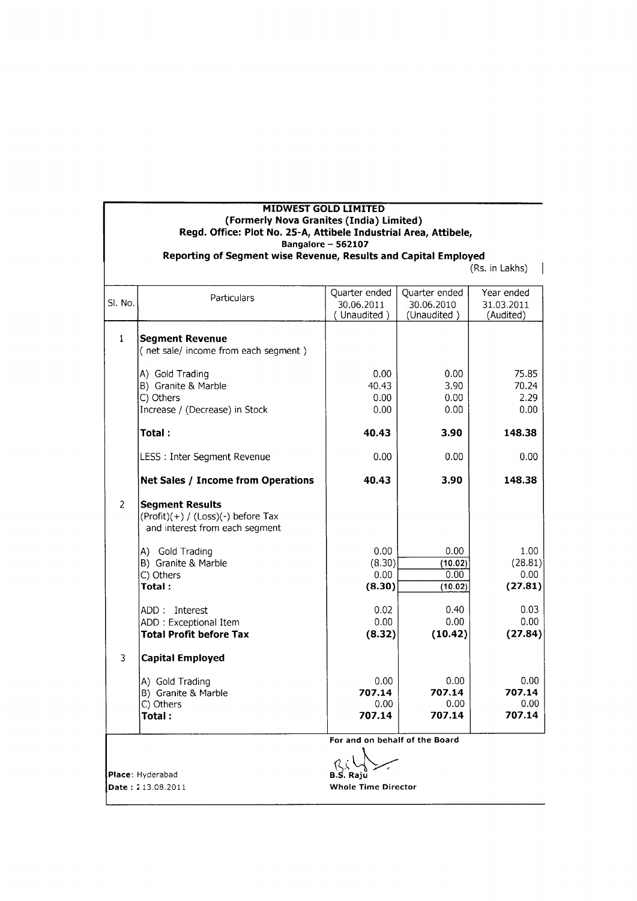**MIDWEST GOLD LIMITED**
**(Formerly Nova Granites (India) Limited)**
**Regd. Office: Plot No. 25-A, Attibele Industrial Area, Attibele,**
**Bangalore – 562107**
**Reporting of Segment wise Revenue, Results and Capital Employed**

(Rs. in Lakhs)

| Sl. No. | Particulars | Quarter ended 30.06.2011 ( Unaudited ) | Quarter ended 30.06.2010 (Unaudited ) | Year ended 31.03.2011 (Audited) |
|---|---|---|---|---|
| 1 | **Segment Revenue** ( net sale/ income from each segment ) | | | |
| | A) Gold Trading | 0.00 | 0.00 | 75.85 |
| | B) Granite & Marble | 40.43 | 3.90 | 70.24 |
| | C) Others | 0.00 | 0.00 | 2.29 |
| | Increase / (Decrease) in Stock | 0.00 | 0.00 | 0.00 |
| | **Total :** | **40.43** | **3.90** | **148.38** |
| | LESS : Inter Segment Revenue | 0.00 | 0.00 | 0.00 |
| | **Net Sales / Income from Operations** | **40.43** | **3.90** | **148.38** |
| 2 | **Segment Results** (Profit)(+) / (Loss)(-) before Tax and interest from each segment | | | |
| | A) Gold Trading | 0.00 | 0.00 | 1.00 |
| | B) Granite & Marble | (8.30) | (10.02) | (28.81) |
| | C) Others | 0.00 | 0.00 | 0.00 |
| | **Total :** | **(8.30)** | (10.02) | **(27.81)** |
| | ADD : Interest | 0.02 | 0.40 | 0.03 |
| | ADD : Exceptional Item | 0.00 | 0.00 | 0.00 |
| | **Total Profit before Tax** | **(8.32)** | **(10.42)** | **(27.84)** |
| 3 | **Capital Employed** | | | |
| | A) Gold Trading | 0.00 | 0.00 | 0.00 |
| | B) Granite & Marble | **707.14** | **707.14** | **707.14** |
| | C) Others | 0.00 | 0.00 | 0.00 |
| | **Total :** | **707.14** | **707.14** | **707.14** |

**For and on behalf of the Board**

**Place**: Hyderabad
**Date :** 13.08.2011

**B.S. Raju**
**Whole Time Director**